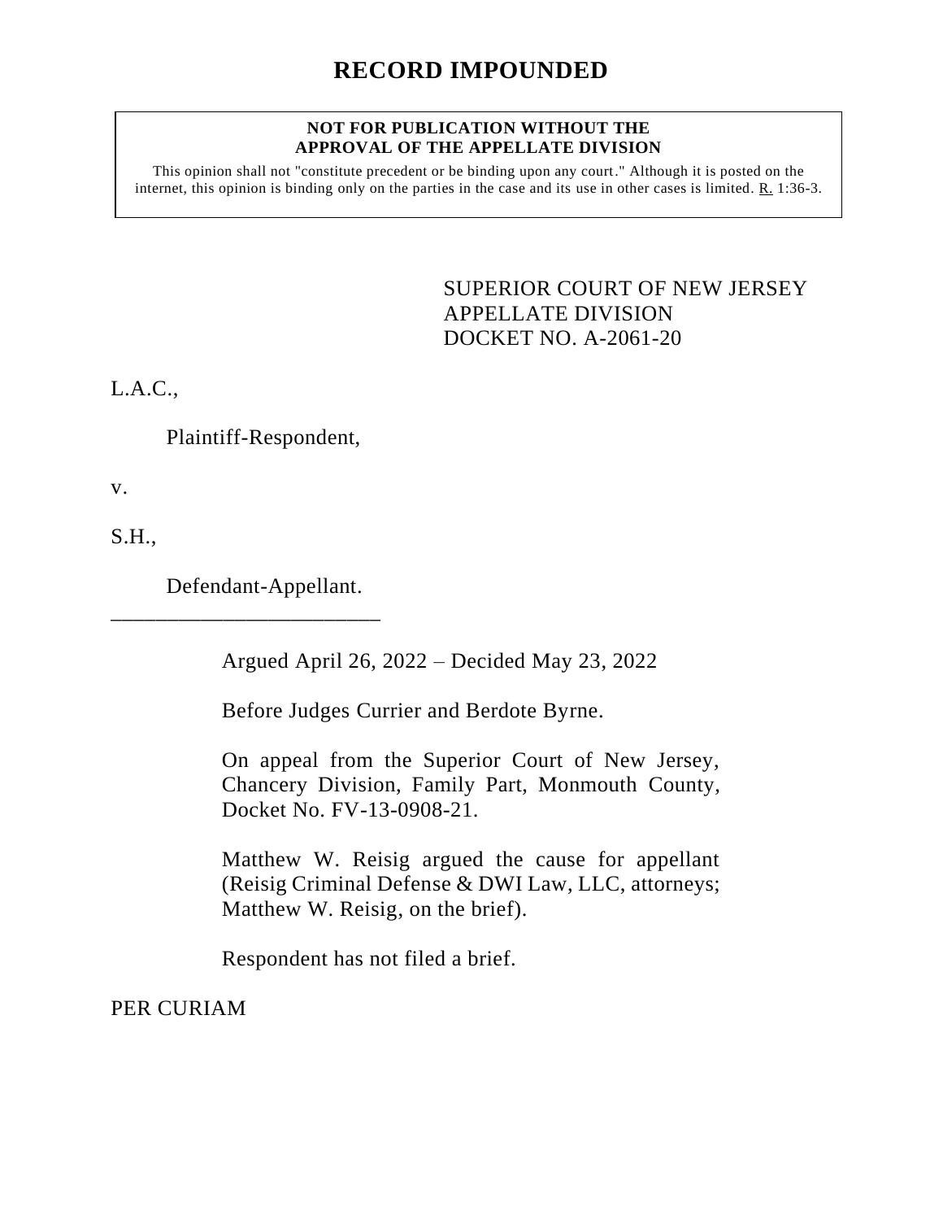# RECORD IMPOUNDED

**NOT FOR PUBLICATION WITHOUT THE APPROVAL OF THE APPELLATE DIVISION**

This opinion shall not "constitute precedent or be binding upon any court." Although it is posted on the internet, this opinion is binding only on the parties in the case and its use in other cases is limited. R. 1:36-3.

SUPERIOR COURT OF NEW JERSEY
APPELLATE DIVISION
DOCKET NO. A-2061-20

L.A.C.,

Plaintiff-Respondent,

v.

S.H.,

Defendant-Appellant.

\_\_\_\_\_\_\_\_\_\_\_\_\_\_\_\_\_\_\_\_\_\_\_\_\_\_

Argued April 26, 2022 – Decided May 23, 2022

Before Judges Currier and Berdote Byrne.

On appeal from the Superior Court of New Jersey, Chancery Division, Family Part, Monmouth County, Docket No. FV-13-0908-21.

Matthew W. Reisig argued the cause for appellant (Reisig Criminal Defense & DWI Law, LLC, attorneys; Matthew W. Reisig, on the brief).

Respondent has not filed a brief.

PER CURIAM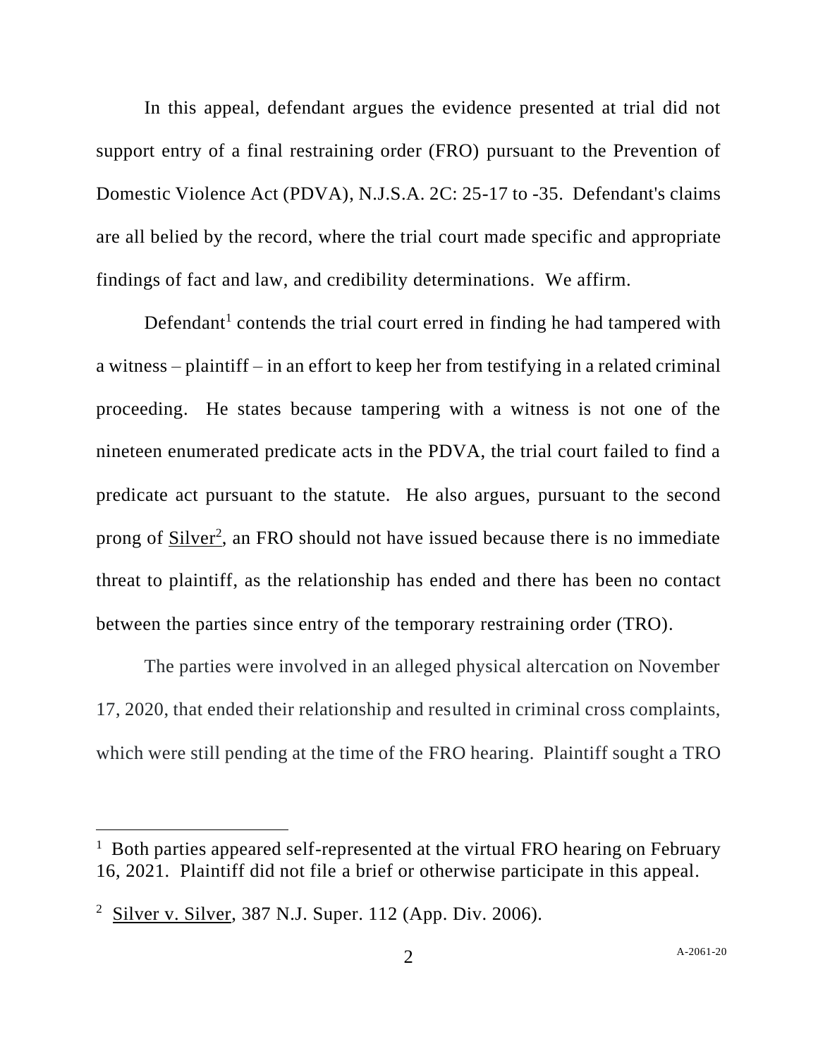In this appeal, defendant argues the evidence presented at trial did not support entry of a final restraining order (FRO) pursuant to the Prevention of Domestic Violence Act (PDVA), N.J.S.A. 2C: 25-17 to -35. Defendant's claims are all belied by the record, where the trial court made specific and appropriate findings of fact and law, and credibility determinations. We affirm.

Defendant[1] contends the trial court erred in finding he had tampered with a witness – plaintiff – in an effort to keep her from testifying in a related criminal proceeding. He states because tampering with a witness is not one of the nineteen enumerated predicate acts in the PDVA, the trial court failed to find a predicate act pursuant to the statute. He also argues, pursuant to the second prong of Silver[2], an FRO should not have issued because there is no immediate threat to plaintiff, as the relationship has ended and there has been no contact between the parties since entry of the temporary restraining order (TRO).

The parties were involved in an alleged physical altercation on November 17, 2020, that ended their relationship and resulted in criminal cross complaints, which were still pending at the time of the FRO hearing. Plaintiff sought a TRO

---

[1] Both parties appeared self-represented at the virtual FRO hearing on February 16, 2021. Plaintiff did not file a brief or otherwise participate in this appeal.

[2] Silver v. Silver, 387 N.J. Super. 112 (App. Div. 2006).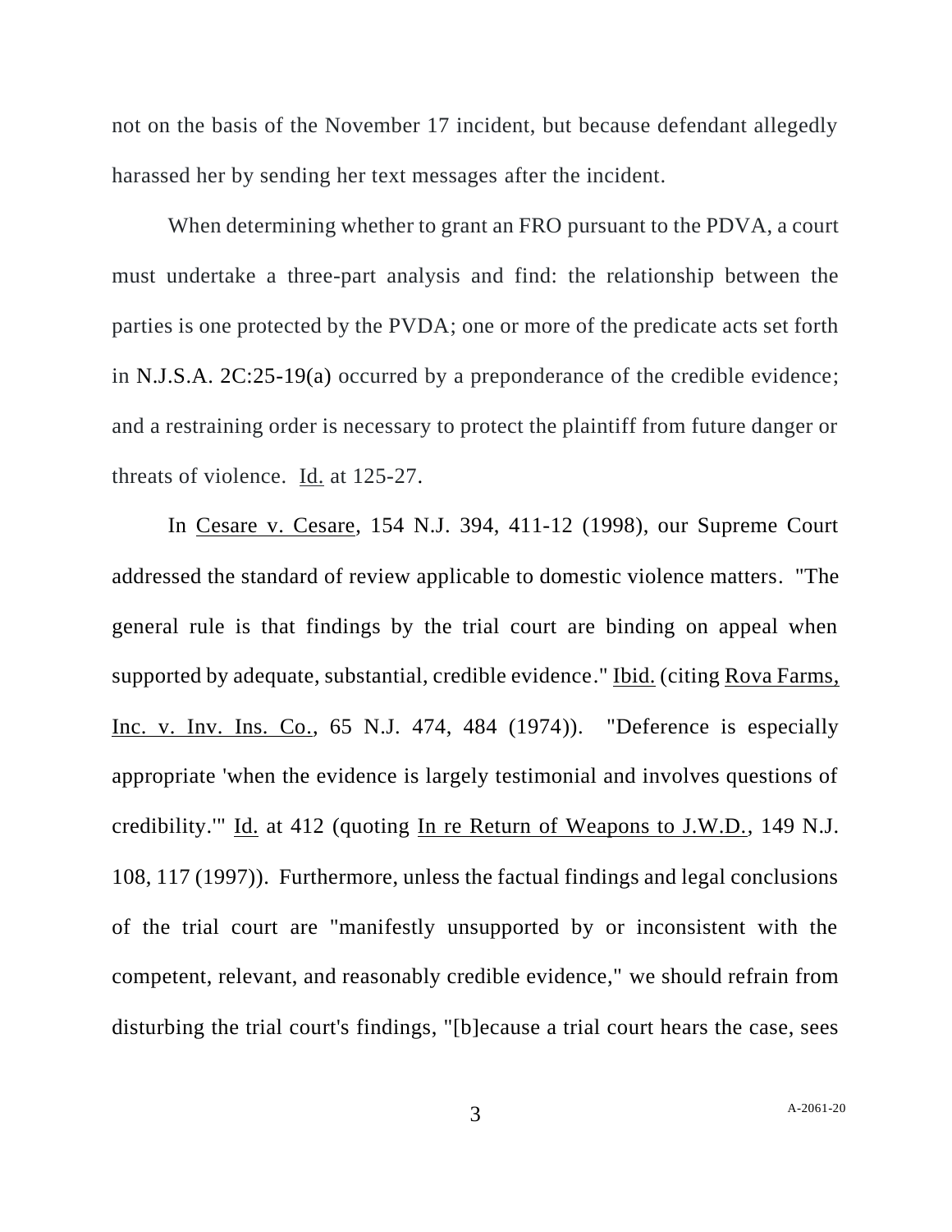not on the basis of the November 17 incident, but because defendant allegedly harassed her by sending her text messages after the incident.

When determining whether to grant an FRO pursuant to the PDVA, a court must undertake a three-part analysis and find: the relationship between the parties is one protected by the PVDA; one or more of the predicate acts set forth in N.J.S.A. 2C:25-19(a) occurred by a preponderance of the credible evidence; and a restraining order is necessary to protect the plaintiff from future danger or threats of violence. Id. at 125-27.

In Cesare v. Cesare, 154 N.J. 394, 411-12 (1998), our Supreme Court addressed the standard of review applicable to domestic violence matters. "The general rule is that findings by the trial court are binding on appeal when supported by adequate, substantial, credible evidence." Ibid. (citing Rova Farms, Inc. v. Inv. Ins. Co., 65 N.J. 474, 484 (1974)). "Deference is especially appropriate 'when the evidence is largely testimonial and involves questions of credibility.'" Id. at 412 (quoting In re Return of Weapons to J.W.D., 149 N.J. 108, 117 (1997)). Furthermore, unless the factual findings and legal conclusions of the trial court are "manifestly unsupported by or inconsistent with the competent, relevant, and reasonably credible evidence," we should refrain from disturbing the trial court's findings, "[b]ecause a trial court hears the case, sees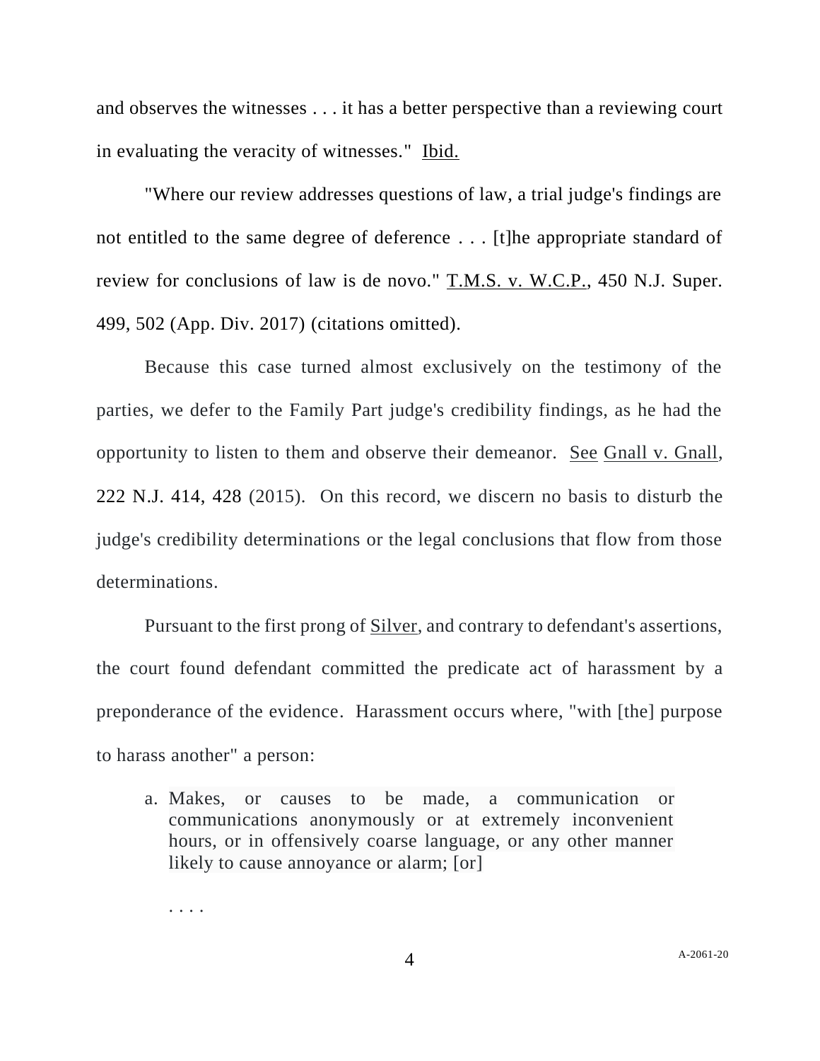and observes the witnesses . . . it has a better perspective than a reviewing court in evaluating the veracity of witnesses." Ibid.

"Where our review addresses questions of law, a trial judge's findings are not entitled to the same degree of deference . . . [t]he appropriate standard of review for conclusions of law is de novo." T.M.S. v. W.C.P., 450 N.J. Super. 499, 502 (App. Div. 2017) (citations omitted).

Because this case turned almost exclusively on the testimony of the parties, we defer to the Family Part judge's credibility findings, as he had the opportunity to listen to them and observe their demeanor. See Gnall v. Gnall, 222 N.J. 414, 428 (2015). On this record, we discern no basis to disturb the judge's credibility determinations or the legal conclusions that flow from those determinations.

Pursuant to the first prong of Silver, and contrary to defendant's assertions, the court found defendant committed the predicate act of harassment by a preponderance of the evidence. Harassment occurs where, "with [the] purpose to harass another" a person:

> a. Makes, or causes to be made, a communication or communications anonymously or at extremely inconvenient hours, or in offensively coarse language, or any other manner likely to cause annoyance or alarm; [or]
>
> . . . .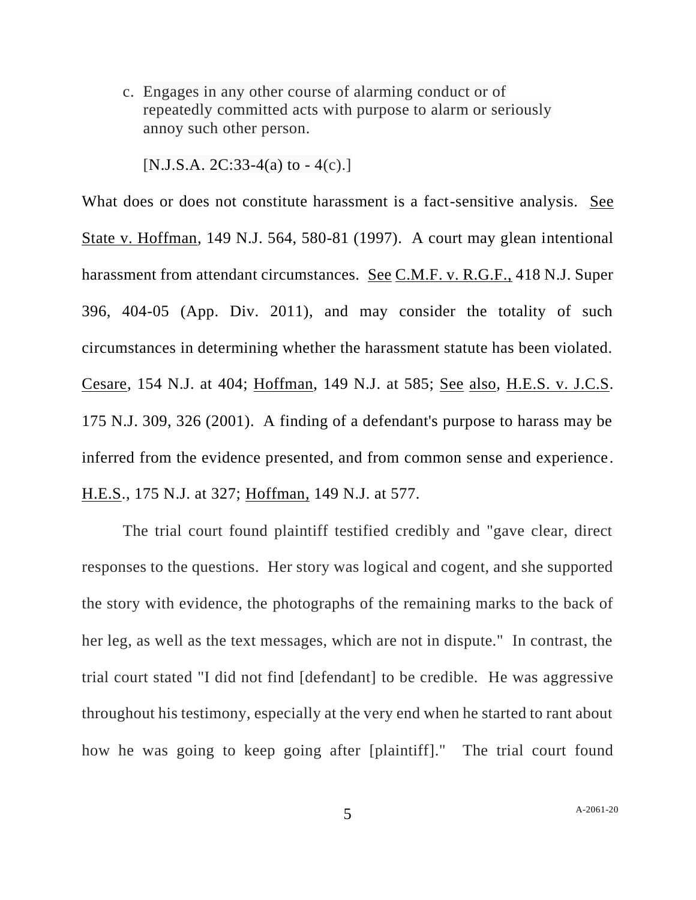c. Engages in any other course of alarming conduct or of repeatedly committed acts with purpose to alarm or seriously annoy such other person.

[N.J.S.A. 2C:33-4(a) to - 4(c).]

What does or does not constitute harassment is a fact-sensitive analysis. See State v. Hoffman, 149 N.J. 564, 580-81 (1997). A court may glean intentional harassment from attendant circumstances. See C.M.F. v. R.G.F., 418 N.J. Super 396, 404-05 (App. Div. 2011), and may consider the totality of such circumstances in determining whether the harassment statute has been violated. Cesare, 154 N.J. at 404; Hoffman, 149 N.J. at 585; See also, H.E.S. v. J.C.S. 175 N.J. 309, 326 (2001). A finding of a defendant's purpose to harass may be inferred from the evidence presented, and from common sense and experience. H.E.S., 175 N.J. at 327; Hoffman, 149 N.J. at 577.

The trial court found plaintiff testified credibly and "gave clear, direct responses to the questions. Her story was logical and cogent, and she supported the story with evidence, the photographs of the remaining marks to the back of her leg, as well as the text messages, which are not in dispute." In contrast, the trial court stated "I did not find [defendant] to be credible. He was aggressive throughout his testimony, especially at the very end when he started to rant about how he was going to keep going after [plaintiff]." The trial court found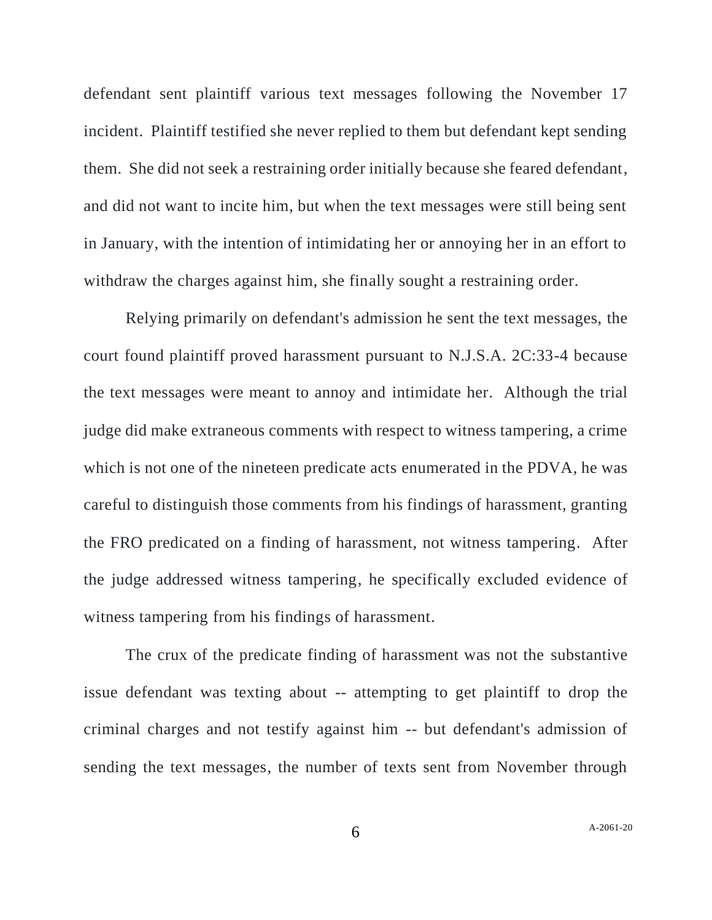defendant sent plaintiff various text messages following the November 17 incident. Plaintiff testified she never replied to them but defendant kept sending them. She did not seek a restraining order initially because she feared defendant, and did not want to incite him, but when the text messages were still being sent in January, with the intention of intimidating her or annoying her in an effort to withdraw the charges against him, she finally sought a restraining order.

Relying primarily on defendant's admission he sent the text messages, the court found plaintiff proved harassment pursuant to N.J.S.A. 2C:33-4 because the text messages were meant to annoy and intimidate her. Although the trial judge did make extraneous comments with respect to witness tampering, a crime which is not one of the nineteen predicate acts enumerated in the PDVA, he was careful to distinguish those comments from his findings of harassment, granting the FRO predicated on a finding of harassment, not witness tampering. After the judge addressed witness tampering, he specifically excluded evidence of witness tampering from his findings of harassment.

The crux of the predicate finding of harassment was not the substantive issue defendant was texting about -- attempting to get plaintiff to drop the criminal charges and not testify against him -- but defendant's admission of sending the text messages, the number of texts sent from November through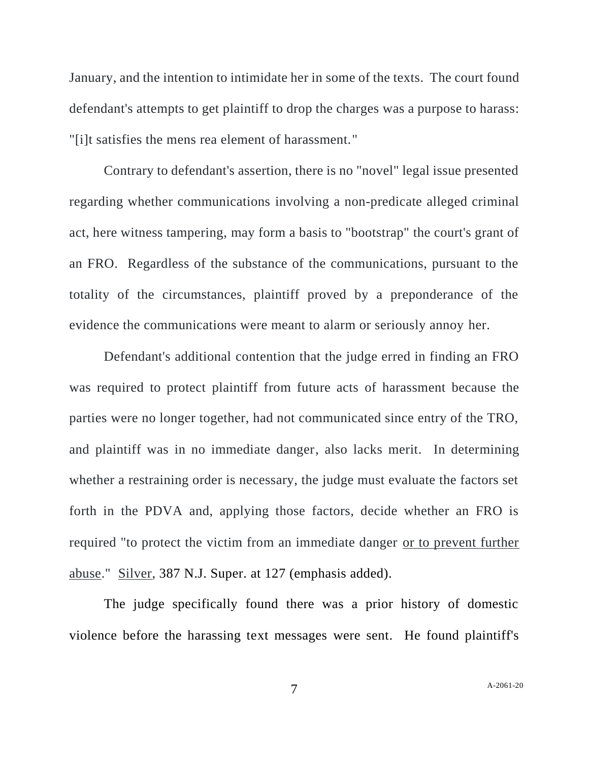January, and the intention to intimidate her in some of the texts. The court found defendant's attempts to get plaintiff to drop the charges was a purpose to harass: "[i]t satisfies the mens rea element of harassment."

Contrary to defendant's assertion, there is no "novel" legal issue presented regarding whether communications involving a non-predicate alleged criminal act, here witness tampering, may form a basis to "bootstrap" the court's grant of an FRO. Regardless of the substance of the communications, pursuant to the totality of the circumstances, plaintiff proved by a preponderance of the evidence the communications were meant to alarm or seriously annoy her.

Defendant's additional contention that the judge erred in finding an FRO was required to protect plaintiff from future acts of harassment because the parties were no longer together, had not communicated since entry of the TRO, and plaintiff was in no immediate danger, also lacks merit. In determining whether a restraining order is necessary, the judge must evaluate the factors set forth in the PDVA and, applying those factors, decide whether an FRO is required "to protect the victim from an immediate danger <u>or to prevent further abuse</u>." <u>Silver</u>, 387 N.J. Super. at 127 (emphasis added).

The judge specifically found there was a prior history of domestic violence before the harassing text messages were sent. He found plaintiff's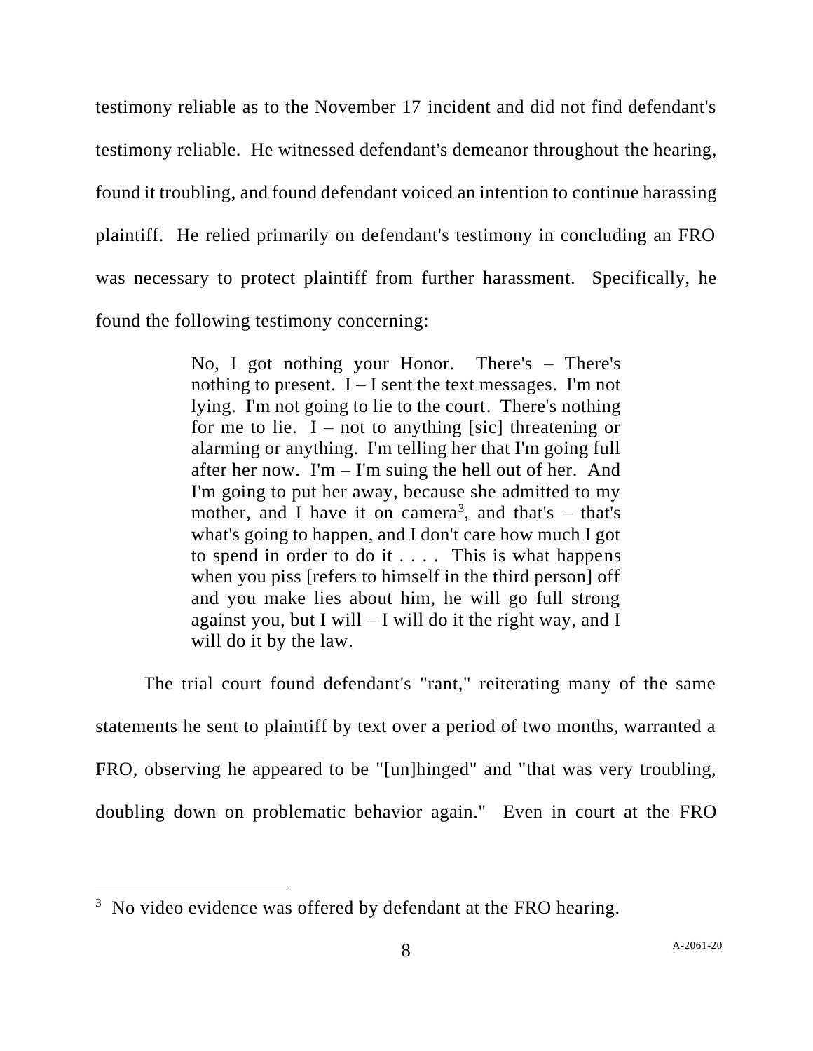testimony reliable as to the November 17 incident and did not find defendant's testimony reliable. He witnessed defendant's demeanor throughout the hearing, found it troubling, and found defendant voiced an intention to continue harassing plaintiff. He relied primarily on defendant's testimony in concluding an FRO was necessary to protect plaintiff from further harassment. Specifically, he found the following testimony concerning:

> No, I got nothing your Honor. There's – There's nothing to present. I – I sent the text messages. I'm not lying. I'm not going to lie to the court. There's nothing for me to lie. I – not to anything [sic] threatening or alarming or anything. I'm telling her that I'm going full after her now. I'm – I'm suing the hell out of her. And I'm going to put her away, because she admitted to my mother, and I have it on camera[3], and that's – that's what's going to happen, and I don't care how much I got to spend in order to do it . . . . This is what happens when you piss [refers to himself in the third person] off and you make lies about him, he will go full strong against you, but I will – I will do it the right way, and I will do it by the law.

The trial court found defendant's "rant," reiterating many of the same statements he sent to plaintiff by text over a period of two months, warranted a FRO, observing he appeared to be "[un]hinged" and "that was very troubling, doubling down on problematic behavior again." Even in court at the FRO

[3] No video evidence was offered by defendant at the FRO hearing.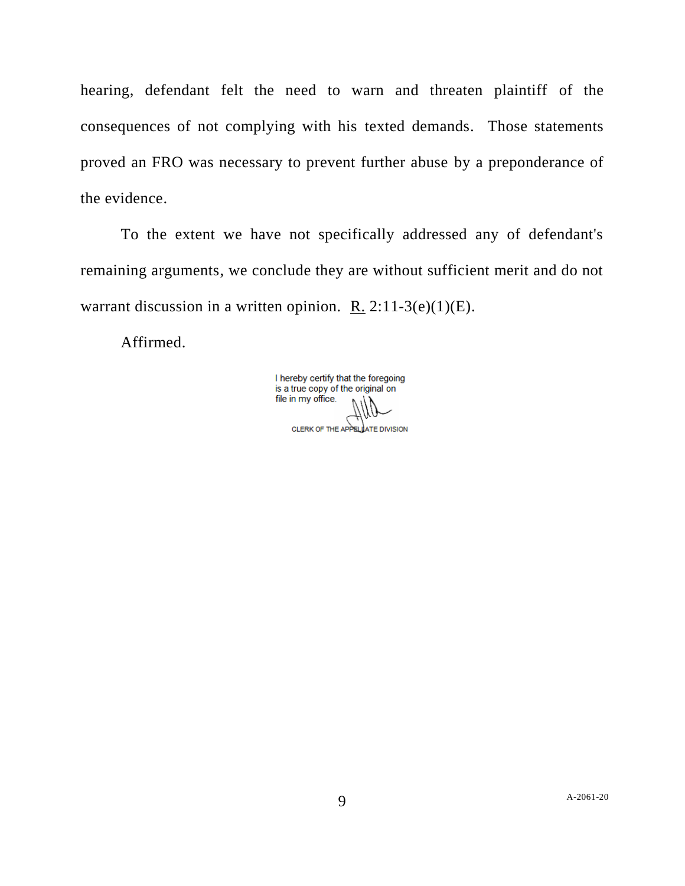hearing, defendant felt the need to warn and threaten plaintiff of the consequences of not complying with his texted demands. Those statements proved an FRO was necessary to prevent further abuse by a preponderance of the evidence.

To the extent we have not specifically addressed any of defendant's remaining arguments, we conclude they are without sufficient merit and do not warrant discussion in a written opinion. R. 2:11-3(e)(1)(E).

Affirmed.

I hereby certify that the foregoing is a true copy of the original on file in my office.

CLERK OF THE APPELLATE DIVISION